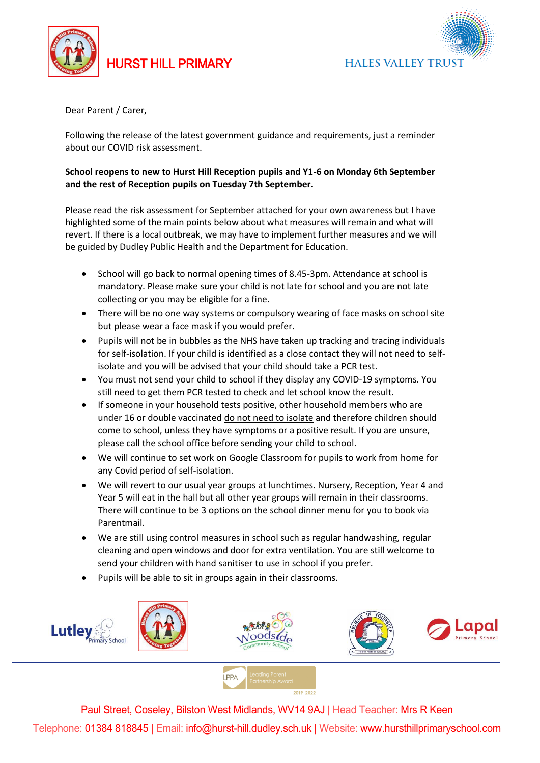HURST HILL PRIMARY

HALES VALLEY TRUST

Dear Parent / Carer,

Following the release of the latest government guidance and requirements, just a reminder about our COVID risk assessment.

**School reopens to new to Hurst Hill Reception pupils and Y1-6 on Monday 6th September and the rest of Reception pupils on Tuesday 7th September.**

Please read the risk assessment for September attached for your own awareness but I have highlighted some of the main points below about what measures will remain and what will revert. If there is a local outbreak, we may have to implement further measures and we will be guided by Dudley Public Health and the Department for Education.

- School will go back to normal opening times of 8.45-3pm. Attendance at school is mandatory. Please make sure your child is not late for school and you are not late collecting or you may be eligible for a fine.
- There will be no one way systems or compulsory wearing of face masks on school site but please wear a face mask if you would prefer.
- Pupils will not be in bubbles as the NHS have taken up tracking and tracing individuals for self-isolation. If your child is identified as a close contact they will not need to self-isolate and you will be advised that your child should take a PCR test.
- You must not send your child to school if they display any COVID-19 symptoms. You still need to get them PCR tested to check and let school know the result.
- If someone in your household tests positive, other household members who are under 16 or double vaccinated do not need to isolate and therefore children should come to school, unless they have symptoms or a positive result. If you are unsure, please call the school office before sending your child to school.
- We will continue to set work on Google Classroom for pupils to work from home for any Covid period of self-isolation.
- We will revert to our usual year groups at lunchtimes. Nursery, Reception, Year 4 and Year 5 will eat in the hall but all other year groups will remain in their classrooms. There will continue to be 3 options on the school dinner menu for you to book via Parentmail.
- We are still using control measures in school such as regular handwashing, regular cleaning and open windows and door for extra ventilation. You are still welcome to send your children with hand sanitiser to use in school if you prefer.
- Pupils will be able to sit in groups again in their classrooms.

Lutley Primary School | Hurst Hill Primary School | Woodside Community School | Priory Primary School | Lapal Primary School

LPPA Leading Parent Partnership Award 2019-2022

Paul Street, Coseley, Bilston West Midlands, WV14 9AJ | Head Teacher: Mrs R Keen

Telephone: 01384 818845 | Email: info@hurst-hill.dudley.sch.uk | Website: www.hursthillprimaryschool.com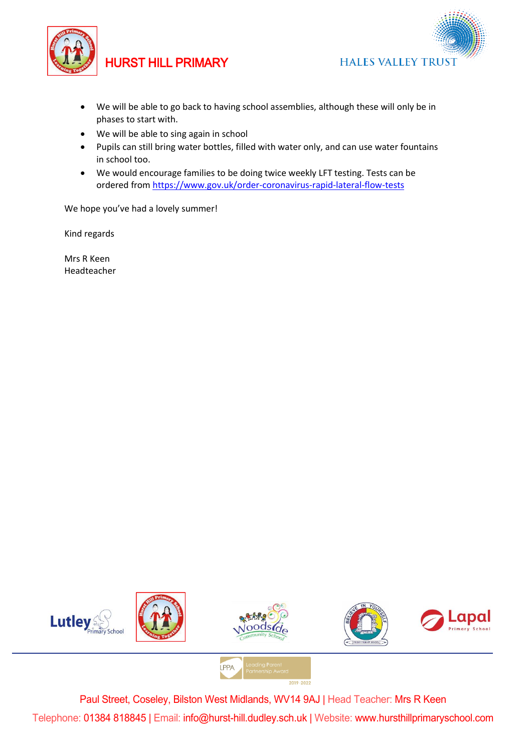- We will be able to go back to having school assemblies, although these will only be in phases to start with.
- We will be able to sing again in school
- Pupils can still bring water bottles, filled with water only, and can use water fountains in school too.
- We would encourage families to be doing twice weekly LFT testing. Tests can be ordered from https://www.gov.uk/order-coronavirus-rapid-lateral-flow-tests

We hope you've had a lovely summer!

Kind regards

Mrs R Keen
Headteacher